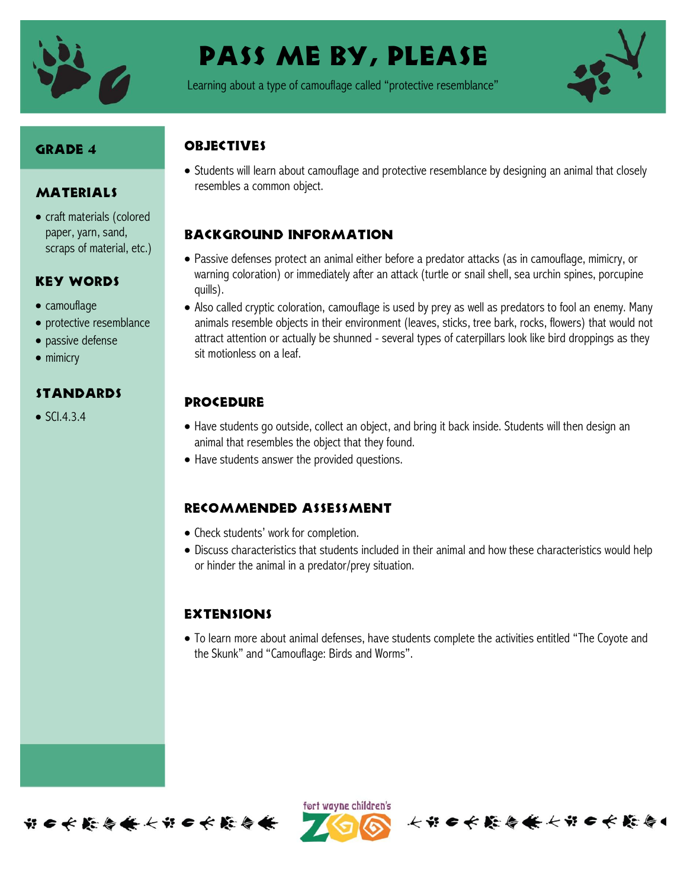# Pass Me By, Please

Learning about a type of camouflage called "protective resemblance"

## Grade 4

## Materials

- craft materials (colored paper, yarn, sand, scraps of material, etc.)

## Key Words

- camouflage
- protective resemblance
- passive defense
- mimicry

## Standards

- SCI.4.3.4

## Objectives

- Students will learn about camouflage and protective resemblance by designing an animal that closely resembles a common object.

## Background Information

- Passive defenses protect an animal either before a predator attacks (as in camouflage, mimicry, or warning coloration) or immediately after an attack (turtle or snail shell, sea urchin spines, porcupine quills).
- Also called cryptic coloration, camouflage is used by prey as well as predators to fool an enemy. Many animals resemble objects in their environment (leaves, sticks, tree bark, rocks, flowers) that would not attract attention or actually be shunned - several types of caterpillars look like bird droppings as they sit motionless on a leaf.

## Procedure

- Have students go outside, collect an object, and bring it back inside. Students will then design an animal that resembles the object that they found.
- Have students answer the provided questions.

## Recommended Assessment

- Check students' work for completion.
- Discuss characteristics that students included in their animal and how these characteristics would help or hinder the animal in a predator/prey situation.

## Extensions

- To learn more about animal defenses, have students complete the activities entitled "The Coyote and the Skunk" and "Camouflage: Birds and Worms".

fort wayne children's ZOO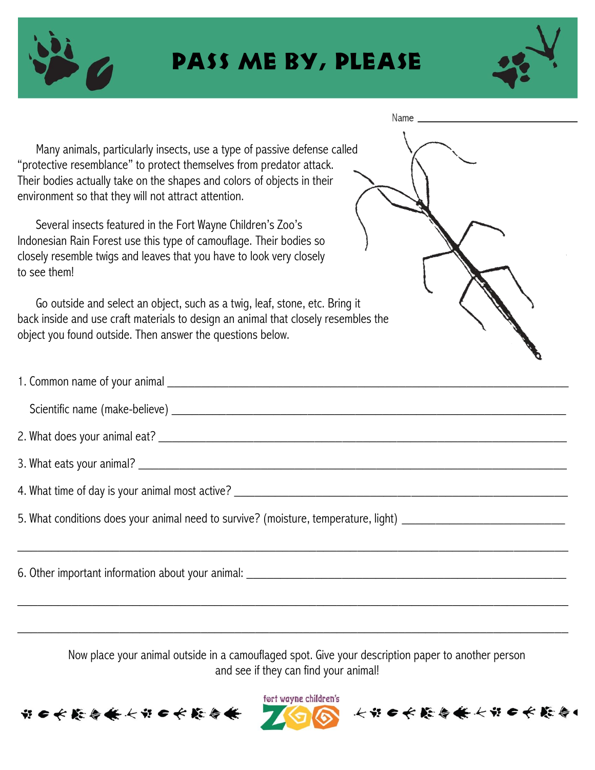# Pass Me By, Please

Name _______________________________

Many animals, particularly insects, use a type of passive defense called "protective resemblance" to protect themselves from predator attack. Their bodies actually take on the shapes and colors of objects in their environment so that they will not attract attention.

Several insects featured in the Fort Wayne Children's Zoo's Indonesian Rain Forest use this type of camouflage. Their bodies so closely resemble twigs and leaves that you have to look very closely to see them!

Go outside and select an object, such as a twig, leaf, stone, etc. Bring it back inside and use craft materials to design an animal that closely resembles the object you found outside. Then answer the questions below.

1. Common name of your animal _______________________________________________

   Scientific name (make-believe) ____________________________________________

2. What does your animal eat? ________________________________________________

3. What eats your animal? ___________________________________________________

4. What time of day is your animal most active? _________________________________

5. What conditions does your animal need to survive? (moisture, temperature, light) ____________________

_________________________________________________________________________

6. Other important information about your animal: ______________________________

_________________________________________________________________________

_________________________________________________________________________

Now place your animal outside in a camouflaged spot. Give your description paper to another person and see if they can find your animal!

fort wayne children's ZOO